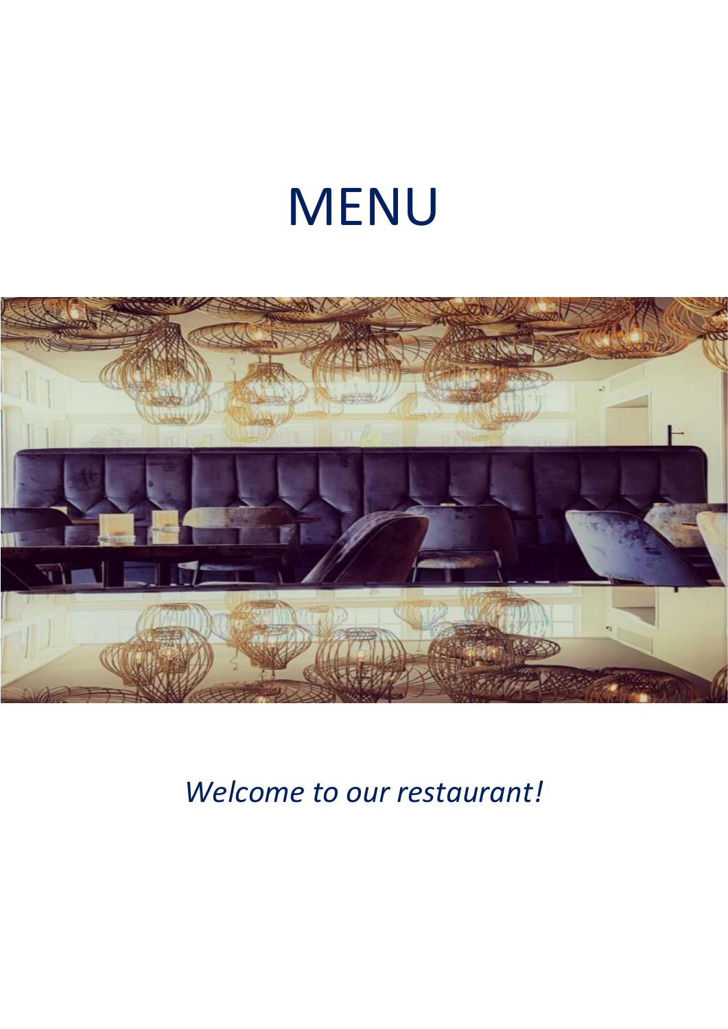# MENU

*Welcome to our restaurant!*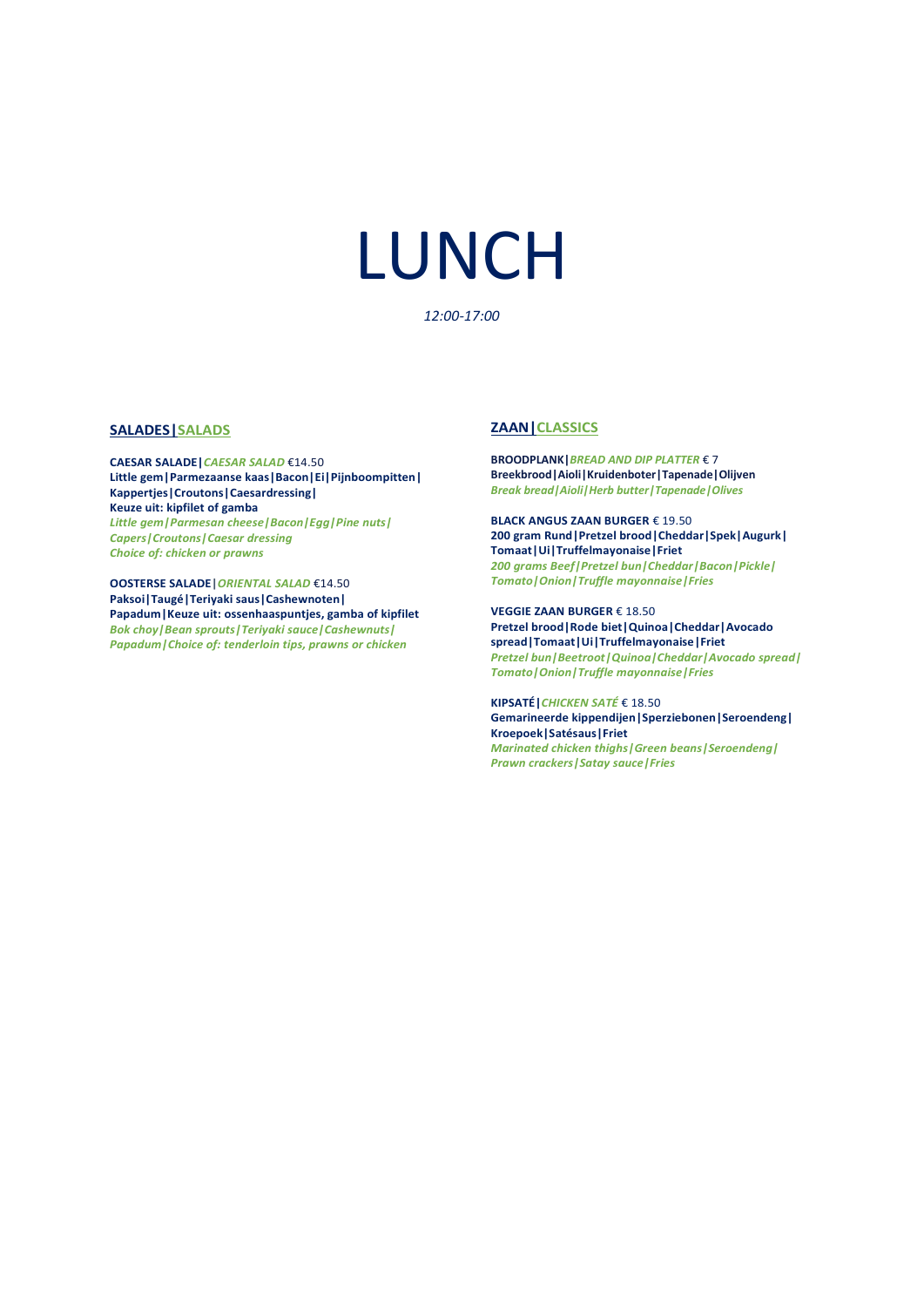# LUNCH

*12:00-17:00*

## SALADES | SALADS

**CAESAR SALADE |** ***CAESAR SALAD*** €14.50
**Little gem | Parmezaanse kaas | Bacon | Ei | Pijnboompitten | Kappertjes | Croutons | Caesardressing |**
**Keuze uit: kipfilet of gamba**
***Little gem | Parmesan cheese | Bacon | Egg | Pine nuts | Capers | Croutons | Caesar dressing***
***Choice of: chicken or prawns***

**OOSTERSE SALADE |** ***ORIENTAL SALAD*** €14.50
**Paksoi | Taugé | Teriyaki saus | Cashewnoten | Papadum | Keuze uit: ossenhaaspuntjes, gamba of kipfilet**
***Bok choy | Bean sprouts | Teriyaki sauce | Cashewnuts | Papadum | Choice of: tenderloin tips, prawns or chicken***

## ZAAN | CLASSICS

**BROODPLANK |** ***BREAD AND DIP PLATTER*** € 7
**Breekbrood | Aioli | Kruidenboter | Tapenade | Olijven**
***Break bread | Aioli | Herb butter | Tapenade | Olives***

**BLACK ANGUS ZAAN BURGER** € 19.50
**200 gram Rund | Pretzel brood | Cheddar | Spek | Augurk | Tomaat | Ui | Truffelmayonaise | Friet**
***200 grams Beef | Pretzel bun | Cheddar | Bacon | Pickle | Tomato | Onion | Truffle mayonnaise | Fries***

**VEGGIE ZAAN BURGER** € 18.50
**Pretzel brood | Rode biet | Quinoa | Cheddar | Avocado spread | Tomaat | Ui | Truffelmayonaise | Friet**
***Pretzel bun | Beetroot | Quinoa | Cheddar | Avocado spread | Tomato | Onion | Truffle mayonnaise | Fries***

**KIPSATÉ |** ***CHICKEN SATÉ*** € 18.50
**Gemarineerde kippendijen | Sperziebonen | Seroendeng | Kroepoek | Satésaus | Friet**
***Marinated chicken thighs | Green beans | Seroendeng | Prawn crackers | Satay sauce | Fries***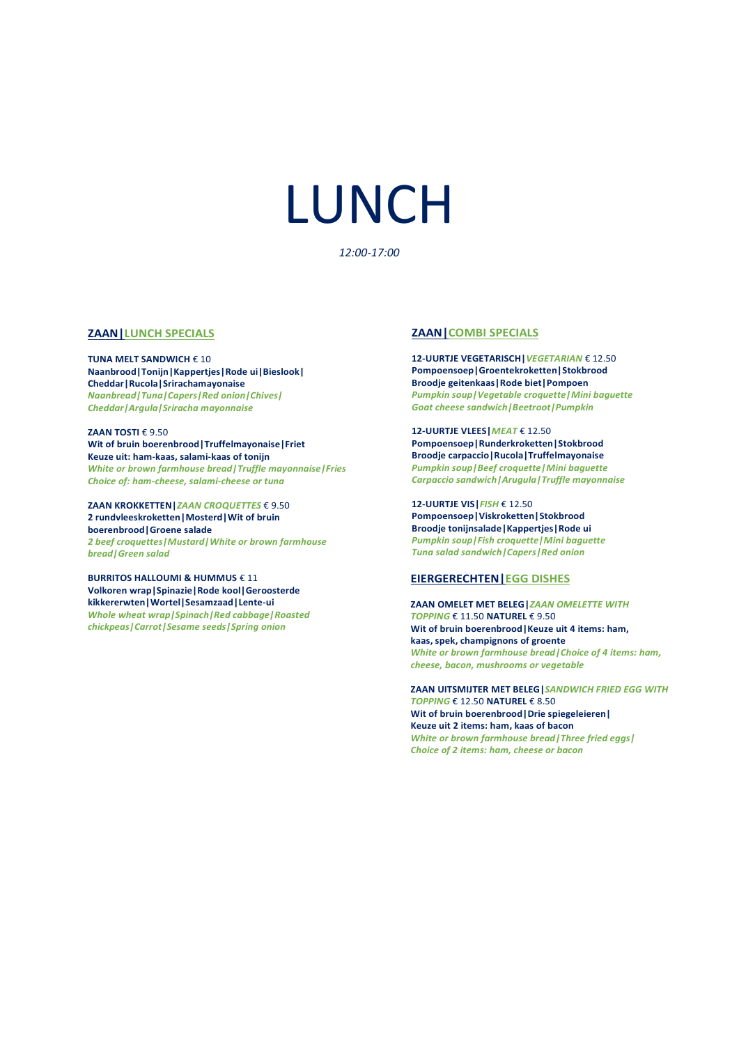# LUNCH

*12:00-17:00*

## ZAAN|LUNCH SPECIALS

**TUNA MELT SANDWICH** € 10
**Naanbrood|Tonijn|Kappertjes|Rode ui|Bieslook|Cheddar|Rucola|Srirachamayonaise**
***Naanbread|Tuna|Capers|Red onion|Chives|Cheddar|Argula|Sriracha mayonnaise***

**ZAAN TOSTI** € 9.50
**Wit of bruin boerenbrood|Truffelmayonaise|Friet**
**Keuze uit: ham-kaas, salami-kaas of tonijn**
***White or brown farmhouse bread|Truffle mayonnaise|Fries***
***Choice of: ham-cheese, salami-cheese or tuna***

**ZAAN KROKKETTEN|*ZAAN CROQUETTES*** € 9.50
**2 rundvleeskroketten|Mosterd|Wit of bruin boerenbrood|Groene salade**
***2 beef croquettes|Mustard|White or brown farmhouse bread|Green salad***

**BURRITOS HALLOUMI & HUMMUS** € 11
**Volkoren wrap|Spinazie|Rode kool|Geroosterde kikkererwten|Wortel|Sesamzaad|Lente-ui**
***Whole wheat wrap|Spinach|Red cabbage|Roasted chickpeas|Carrot|Sesame seeds|Spring onion***

## ZAAN|COMBI SPECIALS

**12-UURTJE VEGETARISCH|*VEGETARIAN*** € 12.50
**Pompoensoep|Groentekroketten|Stokbrood**
**Broodje geitenkaas|Rode biet|Pompoen**
***Pumpkin soup|Vegetable croquette|Mini baguette***
***Goat cheese sandwich|Beetroot|Pumpkin***

**12-UURTJE VLEES|*MEAT*** € 12.50
**Pompoensoep|Runderkroketten|Stokbrood**
**Broodje carpaccio|Rucola|Truffelmayonaise**
***Pumpkin soup|Beef croquette|Mini baguette***
***Carpaccio sandwich|Arugula|Truffle mayonnaise***

**12-UURTJE VIS|*FISH*** € 12.50
**Pompoensoep|Viskroketten|Stokbrood**
**Broodje tonijnsalade|Kappertjes|Rode ui**
***Pumpkin soup|Fish croquette|Mini baguette***
***Tuna salad sandwich|Capers|Red onion***

## EIERGERECHTEN|EGG DISHES

**ZAAN OMELET MET BELEG|*ZAAN OMELETTE WITH TOPPING*** € 11.50 **NATUREL** € 9.50
**Wit of bruin boerenbrood|Keuze uit 4 items: ham, kaas, spek, champignons of groente**
***White or brown farmhouse bread|Choice of 4 items: ham, cheese, bacon, mushrooms or vegetable***

**ZAAN UITSMIJTER MET BELEG|*SANDWICH FRIED EGG WITH TOPPING*** € 12.50 **NATUREL** € 8.50
**Wit of bruin boerenbrood|Drie spiegeleieren|Keuze uit 2 items: ham, kaas of bacon**
***White or brown farmhouse bread|Three fried eggs|Choice of 2 items: ham, cheese or bacon***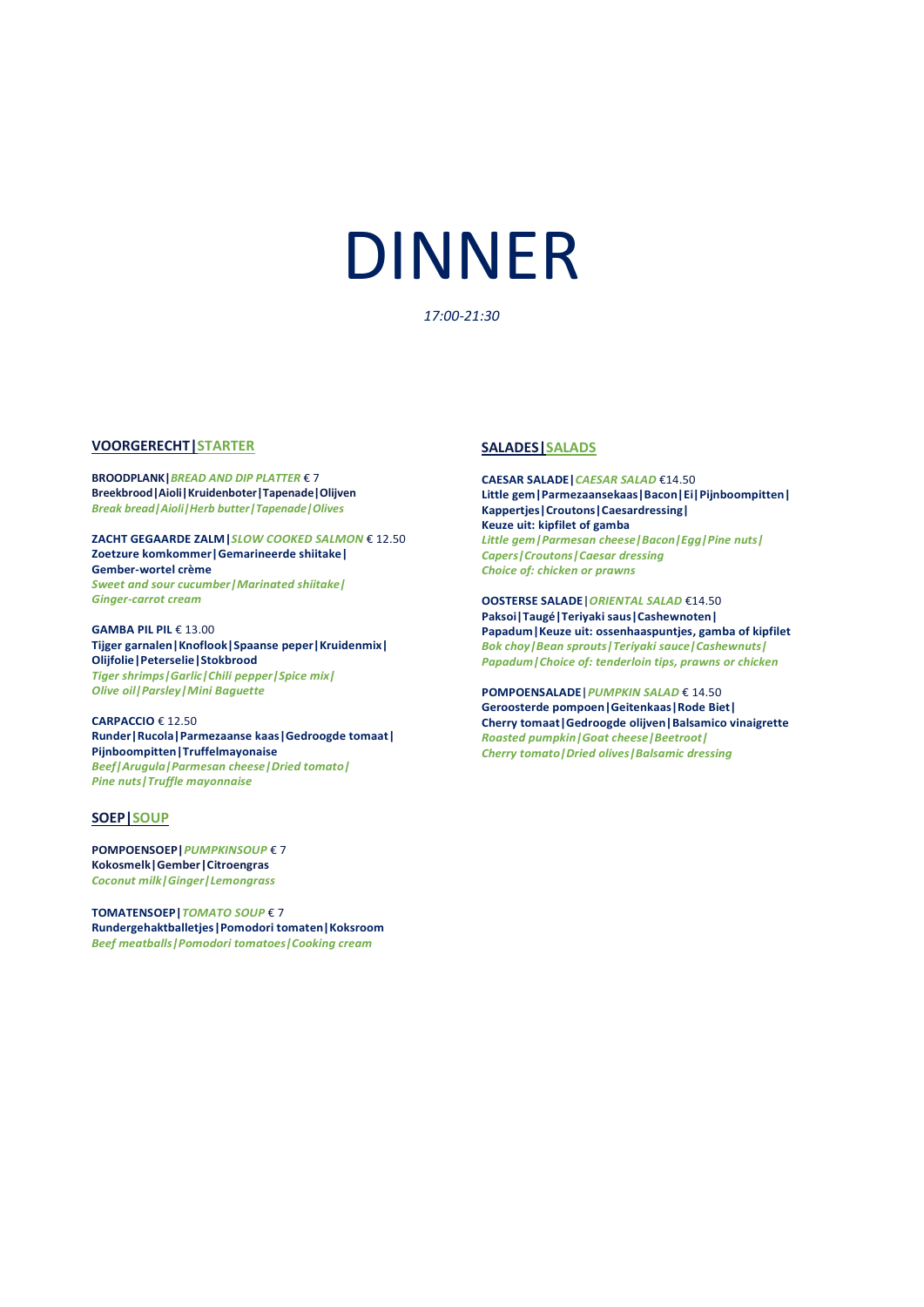# DINNER

*17:00-21:30*

## VOORGERECHT | STARTER

**BROODPLANK |** ***BREAD AND DIP PLATTER*** € 7
**Breekbrood | Aioli | Kruidenboter | Tapenade | Olijven**
***Break bread | Aioli | Herb butter | Tapenade | Olives***

**ZACHT GEGAARDE ZALM |** ***SLOW COOKED SALMON*** € 12.50
**Zoetzure komkommer | Gemarineerde shiitake | Gember-wortel crème**
***Sweet and sour cucumber | Marinated shiitake | Ginger-carrot cream***

**GAMBA PIL PIL** € 13.00
**Tijger garnalen | Knoflook | Spaanse peper | Kruidenmix | Olijfolie | Peterselie | Stokbrood**
***Tiger shrimps | Garlic | Chili pepper | Spice mix | Olive oil | Parsley | Mini Baguette***

**CARPACCIO** € 12.50
**Runder | Rucola | Parmezaanse kaas | Gedroogde tomaat | Pijnboompitten | Truffelmayonaise**
***Beef | Arugula | Parmesan cheese | Dried tomato | Pine nuts | Truffle mayonnaise***

## SOEP | SOUP

**POMPOENSOEP |** ***PUMPKINSOUP*** € 7
**Kokosmelk | Gember | Citroengras**
***Coconut milk | Ginger | Lemongrass***

**TOMATENSOEP |** ***TOMATO SOUP*** € 7
**Rundergehaktballetjes | Pomodori tomaten | Koksroom**
***Beef meatballs | Pomodori tomatoes | Cooking cream***

## SALADES | SALADS

**CAESAR SALADE |** ***CAESAR SALAD*** €14.50
**Little gem | Parmezaansekaas | Bacon | Ei | Pijnboompitten | Kappertjes | Croutons | Caesardressing | Keuze uit: kipfilet of gamba**
***Little gem | Parmesan cheese | Bacon | Egg | Pine nuts | Capers | Croutons | Caesar dressing***
***Choice of: chicken or prawns***

**OOSTERSE SALADE |** ***ORIENTAL SALAD*** €14.50
**Paksoi | Taugé | Teriyaki saus | Cashewnoten | Papadum | Keuze uit: ossenhaaspuntjes, gamba of kipfilet**
***Bok choy | Bean sprouts | Teriyaki sauce | Cashewnuts | Papadum | Choice of: tenderloin tips, prawns or chicken***

**POMPOENSALADE |** ***PUMPKIN SALAD*** € 14.50
**Geroosterde pompoen | Geitenkaas | Rode Biet | Cherry tomaat | Gedroogde olijven | Balsamico vinaigrette**
***Roasted pumpkin | Goat cheese | Beetroot | Cherry tomato | Dried olives | Balsamic dressing***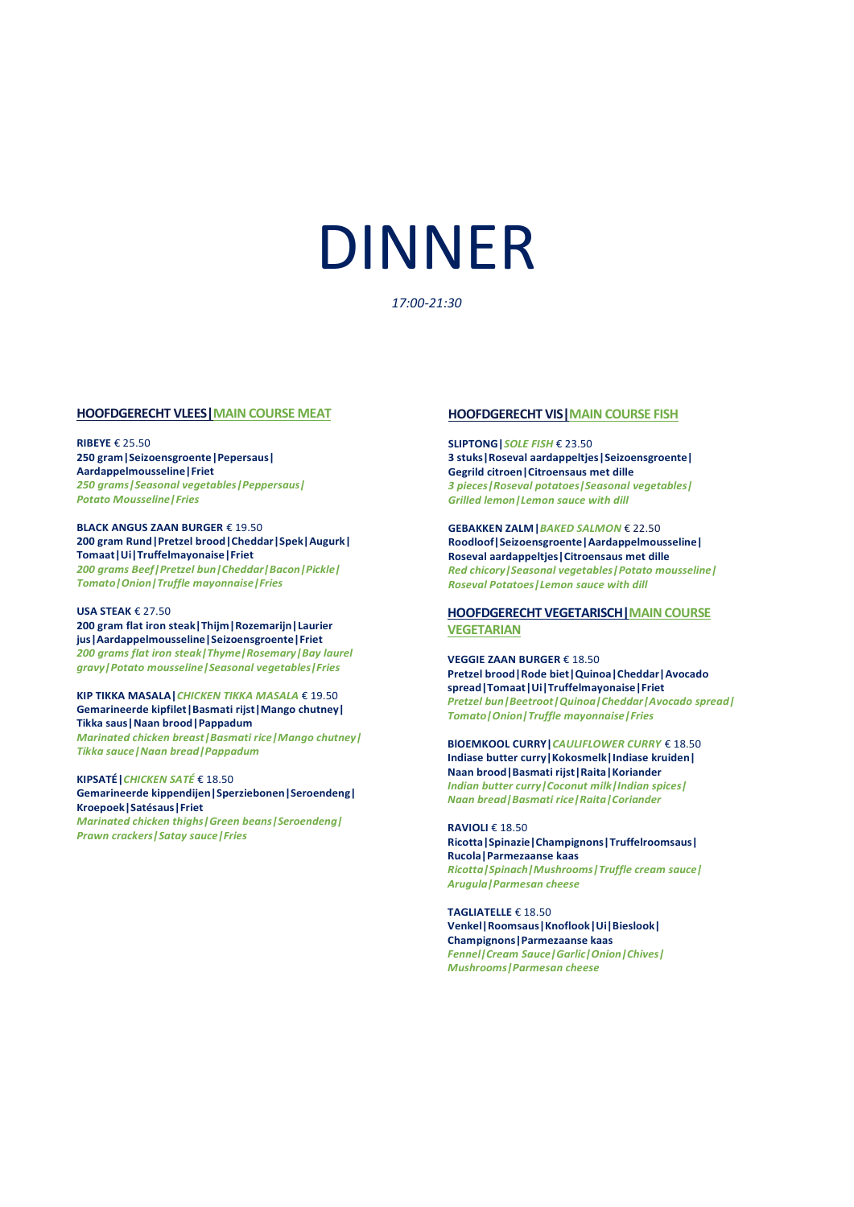# DINNER

*17:00-21:30*

## HOOFDGERECHT VLEES | MAIN COURSE MEAT

**RIBEYE** € 25.50
**250 gram | Seizoensgroente | Pepersaus | Aardappelmousseline | Friet**
*250 grams | Seasonal vegetables | Peppersaus | Potato Mousseline | Fries*

**BLACK ANGUS ZAAN BURGER** € 19.50
**200 gram Rund | Pretzel brood | Cheddar | Spek | Augurk | Tomaat | Ui | Truffelmayonaise | Friet**
*200 grams Beef | Pretzel bun | Cheddar | Bacon | Pickle | Tomato | Onion | Truffle mayonnaise | Fries*

**USA STEAK** € 27.50
**200 gram flat iron steak | Thijm | Rozemarijn | Laurier jus | Aardappelmousseline | Seizoensgroente | Friet**
*200 grams flat iron steak | Thyme | Rosemary | Bay laurel gravy | Potato mousseline | Seasonal vegetables | Fries*

**KIP TIKKA MASALA |** ***CHICKEN TIKKA MASALA*** € 19.50
**Gemarineerde kipfilet | Basmati rijst | Mango chutney | Tikka saus | Naan brood | Pappadum**
*Marinated chicken breast | Basmati rice | Mango chutney | Tikka sauce | Naan bread | Pappadum*

**KIPSATÉ |** ***CHICKEN SATÉ*** € 18.50
**Gemarineerde kippendijen | Sperziebonen | Seroendeng | Kroepoek | Satésaus | Friet**
*Marinated chicken thighs | Green beans | Seroendeng | Prawn crackers | Satay sauce | Fries*

## HOOFDGERECHT VIS | MAIN COURSE FISH

**SLIPTONG |** ***SOLE FISH*** € 23.50
**3 stuks | Roseval aardappeltjes | Seizoensgroente | Gegrild citroen | Citroensaus met dille**
*3 pieces | Roseval potatoes | Seasonal vegetables | Grilled lemon | Lemon sauce with dill*

**GEBAKKEN ZALM |** ***BAKED SALMON*** € 22.50
**Roodloof | Seizoensgroente | Aardappelmousseline | Roseval aardappeltjes | Citroensaus met dille**
*Red chicory | Seasonal vegetables | Potato mousseline | Roseval Potatoes | Lemon sauce with dill*

## HOOFDGERECHT VEGETARISCH | MAIN COURSE VEGETARIAN

**VEGGIE ZAAN BURGER** € 18.50
**Pretzel brood | Rode biet | Quinoa | Cheddar | Avocado spread | Tomaat | Ui | Truffelmayonaise | Friet**
*Pretzel bun | Beetroot | Quinoa | Cheddar | Avocado spread | Tomato | Onion | Truffle mayonnaise | Fries*

**BlOEMKOOL CURRY |** ***CAULIFLOWER CURRY*** € 18.50
**Indiase butter curry | Kokosmelk | Indiase kruiden | Naan brood | Basmati rijst | Raita | Koriander**
*Indian butter curry | Coconut milk | Indian spices | Naan bread | Basmati rice | Raita | Coriander*

**RAVIOLI** € 18.50
**Ricotta | Spinazie | Champignons | Truffelroomsaus | Rucola | Parmezaanse kaas**
*Ricotta | Spinach | Mushrooms | Truffle cream sauce | Arugula | Parmesan cheese*

**TAGLIATELLE** € 18.50
**Venkel | Roomsaus | Knoflook | Ui | Bieslook | Champignons | Parmezaanse kaas**
*Fennel | Cream Sauce | Garlic | Onion | Chives | Mushrooms | Parmesan cheese*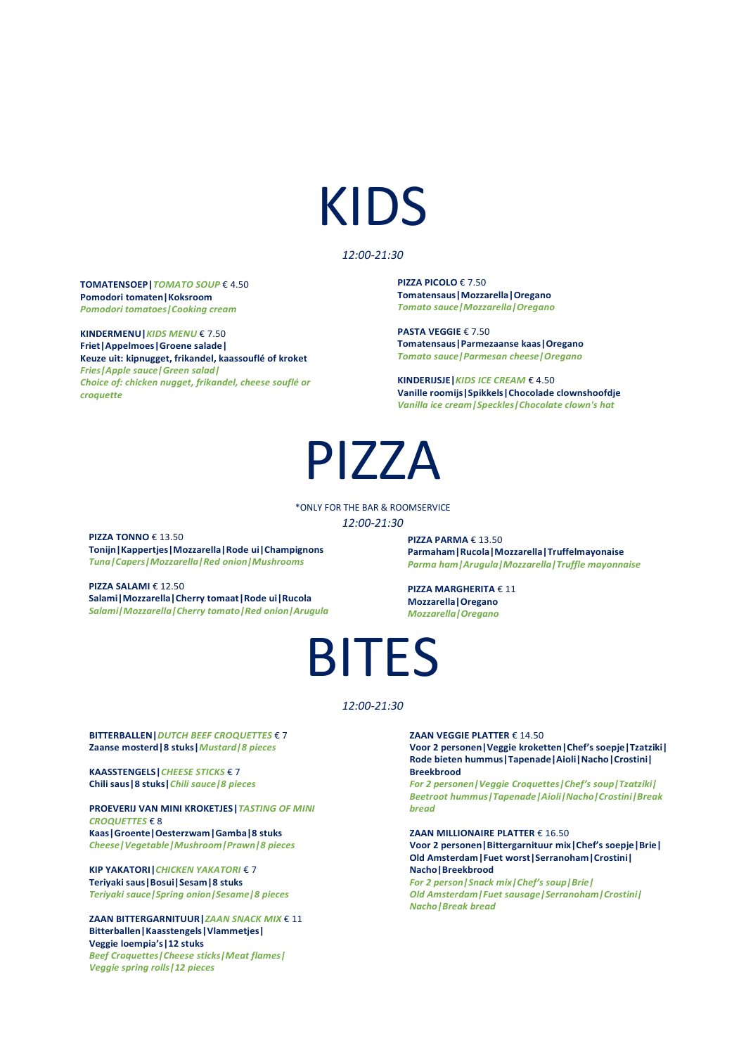# KIDS

*12:00-21:30*

**TOMATENSOEP|** ***TOMATO SOUP*** € 4.50
**Pomodori tomaten|Koksroom**
***Pomodori tomatoes|Cooking cream***

**KINDERMENU|** ***KIDS MENU*** € 7.50
**Friet|Appelmoes|Groene salade|**
**Keuze uit: kipnugget, frikandel, kaassouflé of kroket**
***Fries|Apple sauce|Green salad|***
***Choice of: chicken nugget, frikandel, cheese souflé or croquette***

**PIZZA PICOLO** € 7.50
**Tomatensaus|Mozzarella|Oregano**
***Tomato sauce|Mozzarella|Oregano***

**PASTA VEGGIE** € 7.50
**Tomatensaus|Parmezaanse kaas|Oregano**
***Tomato sauce|Parmesan cheese|Oregano***

**KINDERIJSJE|** ***KIDS ICE CREAM*** € 4.50
**Vanille roomijs|Spikkels|Chocolade clownshoofdje**
***Vanilla ice cream|Speckles|Chocolate clown's hat***

# PIZZA

*ONLY FOR THE BAR & ROOMSERVICE

*12:00-21:30*

**PIZZA TONNO** € 13.50
**Tonijn|Kappertjes|Mozzarella|Rode ui|Champignons**
***Tuna|Capers|Mozzarella|Red onion|Mushrooms***

**PIZZA SALAMI** € 12.50
**Salami|Mozzarella|Cherry tomaat|Rode ui|Rucola**
***Salami|Mozzarella|Cherry tomato|Red onion|Arugula***

**PIZZA PARMA** € 13.50
**Parmaham|Rucola|Mozzarella|Truffelmayonaise**
***Parma ham|Arugula|Mozzarella|Truffle mayonnaise***

**PIZZA MARGHERITA** € 11
**Mozzarella|Oregano**
***Mozzarella|Oregano***

# BITES

*12:00-21:30*

**BITTERBALLEN|** ***DUTCH BEEF CROQUETTES*** € 7
**Zaanse mosterd|8 stuks|** ***Mustard|8 pieces***

**KAASSTENGELS|** ***CHEESE STICKS*** € 7
**Chili saus|8 stuks|** ***Chili sauce|8 pieces***

**PROEVERIJ VAN MINI KROKETJES|** ***TASTING OF MINI CROQUETTES*** € 8
**Kaas|Groente|Oesterzwam|Gamba|8 stuks**
***Cheese|Vegetable|Mushroom|Prawn|8 pieces***

**KIP YAKATORI|** ***CHICKEN YAKATORI*** € 7
**Teriyaki saus|Bosui|Sesam|8 stuks**
***Teriyaki sauce|Spring onion|Sesame|8 pieces***

**ZAAN BITTERGARNITUUR|** ***ZAAN SNACK MIX*** € 11
**Bitterballen|Kaasstengels|Vlammetjes|**
**Veggie loempia's|12 stuks**
***Beef Croquettes|Cheese sticks|Meat flames|***
***Veggie spring rolls|12 pieces***

**ZAAN VEGGIE PLATTER** € 14.50
**Voor 2 personen|Veggie kroketten|Chef's soepje|Tzatziki|**
**Rode bieten hummus|Tapenade|Aioli|Nacho|Crostini|**
**Breekbrood**
***For 2 personen|Veggie Croquettes|Chef's soup|Tzatziki|***
***Beetroot hummus|Tapenade|Aioli|Nacho|Crostini|Break bread***

**ZAAN MILLIONAIRE PLATTER** € 16.50
**Voor 2 personen|Bittergarnituur mix|Chef's soepje|Brie|**
**Old Amsterdam|Fuet worst|Serranoham|Crostini|**
**Nacho|Breekbrood**
***For 2 person|Snack mix|Chef's soup|Brie|***
***Old Amsterdam|Fuet sausage|Serranoham|Crostini|***
***Nacho|Break bread***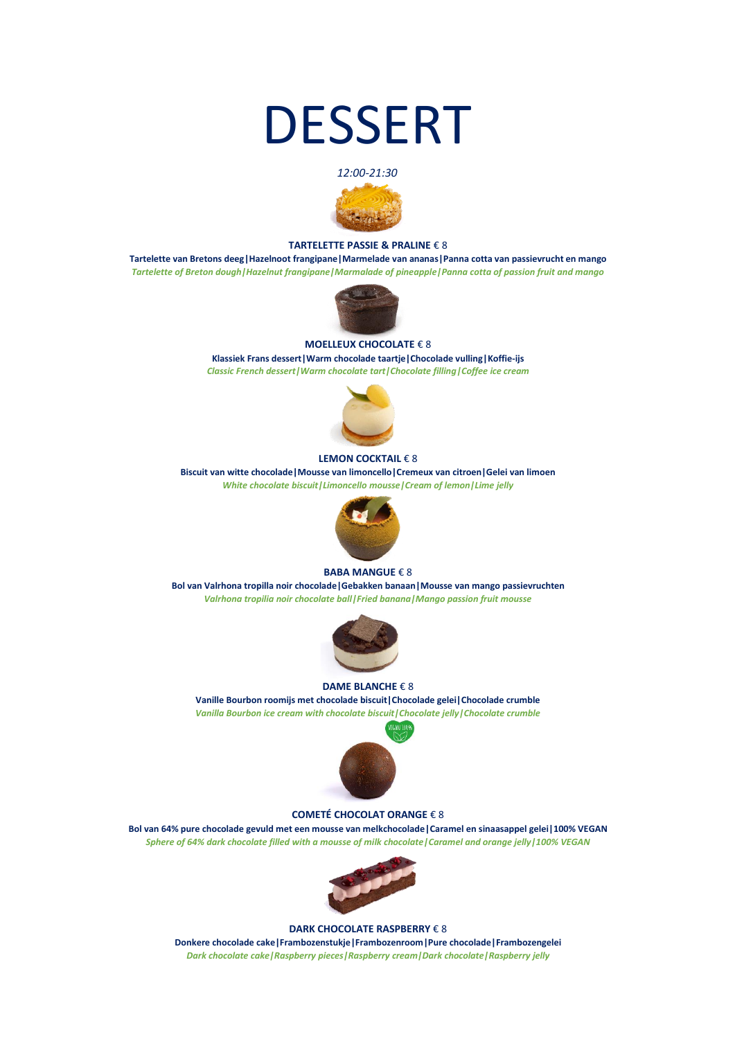# DESSERT

*12:00-21:30*

**TARTELETTE PASSIE & PRALINE** € 8

**Tartelette van Bretons deeg|Hazelnoot frangipane|Marmelade van ananas|Panna cotta van passievrucht en mango**

*Tartelette of Breton dough|Hazelnut frangipane|Marmalade of pineapple|Panna cotta of passion fruit and mango*

**MOELLEUX CHOCOLATE** € 8

**Klassiek Frans dessert|Warm chocolade taartje|Chocolade vulling|Koffie-ijs**

*Classic French dessert|Warm chocolate tart|Chocolate filling|Coffee ice cream*

**LEMON COCKTAIL** € 8

**Biscuit van witte chocolade|Mousse van limoncello|Cremeux van citroen|Gelei van limoen**

*White chocolate biscuit|Limoncello mousse|Cream of lemon|Lime jelly*

**BABA MANGUE** € 8

**Bol van Valrhona tropilla noir chocolade|Gebakken banaan|Mousse van mango passievruchten**

*Valrhona tropilia noir chocolate ball|Fried banana|Mango passion fruit mousse*

**DAME BLANCHE** € 8

**Vanille Bourbon roomijs met chocolade biscuit|Chocolade gelei|Chocolade crumble**

*Vanilla Bourbon ice cream with chocolate biscuit|Chocolate jelly|Chocolate crumble*

**COMETÉ CHOCOLAT ORANGE** € 8

**Bol van 64% pure chocolade gevuld met een mousse van melkchocolade|Caramel en sinaasappel gelei|100% VEGAN**

*Sphere of 64% dark chocolate filled with a mousse of milk chocolate|Caramel and orange jelly|100% VEGAN*

**DARK CHOCOLATE RASPBERRY** € 8

**Donkere chocolade cake|Frambozenstukje|Frambozenroom|Pure chocolade|Frambozengelei**

*Dark chocolate cake|Raspberry pieces|Raspberry cream|Dark chocolate|Raspberry jelly*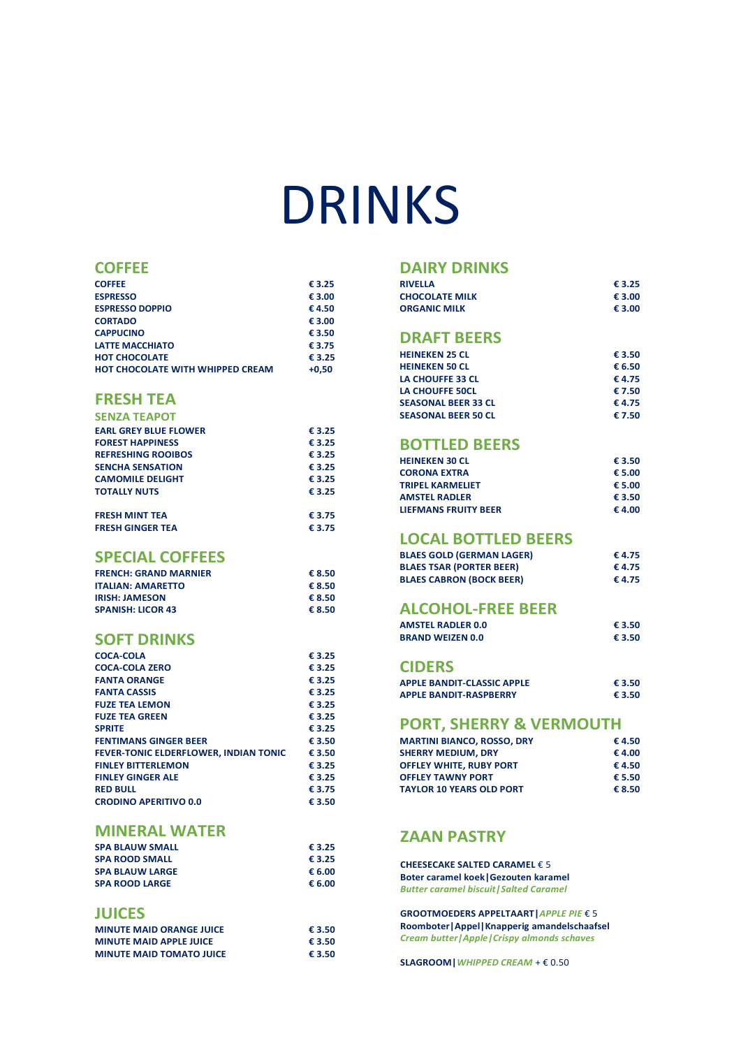# DRINKS

## COFFEE

| | |
|---|---|
| COFFEE | € 3.25 |
| ESPRESSO | € 3.00 |
| ESPRESSO DOPPIO | € 4.50 |
| CORTADO | € 3.00 |
| CAPPUCINO | € 3.50 |
| LATTE MACCHIATO | € 3.75 |
| HOT CHOCOLATE | € 3.25 |
| HOT CHOCOLATE WITH WHIPPED CREAM | +0,50 |

## FRESH TEA

### SENZA TEAPOT

| | |
|---|---|
| EARL GREY BLUE FLOWER | € 3.25 |
| FOREST HAPPINESS | € 3.25 |
| REFRESHING ROOIBOS | € 3.25 |
| SENCHA SENSATION | € 3.25 |
| CAMOMILE DELIGHT | € 3.25 |
| TOTALLY NUTS | € 3.25 |
| FRESH MINT TEA | € 3.75 |
| FRESH GINGER TEA | € 3.75 |

## SPECIAL COFFEES

| | |
|---|---|
| FRENCH: GRAND MARNIER | € 8.50 |
| ITALIAN: AMARETTO | € 8.50 |
| IRISH: JAMESON | € 8.50 |
| SPANISH: LICOR 43 | € 8.50 |

## SOFT DRINKS

| | |
|---|---|
| COCA-COLA | € 3.25 |
| COCA-COLA ZERO | € 3.25 |
| FANTA ORANGE | € 3.25 |
| FANTA CASSIS | € 3.25 |
| FUZE TEA LEMON | € 3.25 |
| FUZE TEA GREEN | € 3.25 |
| SPRITE | € 3.25 |
| FENTIMANS GINGER BEER | € 3.50 |
| FEVER-TONIC ELDERFLOWER, INDIAN TONIC | € 3.50 |
| FINLEY BITTERLEMON | € 3.25 |
| FINLEY GINGER ALE | € 3.25 |
| RED BULL | € 3.75 |
| CRODINO APERITIVO 0.0 | € 3.50 |

## MINERAL WATER

| | |
|---|---|
| SPA BLAUW SMALL | € 3.25 |
| SPA ROOD SMALL | € 3.25 |
| SPA BLAUW LARGE | € 6.00 |
| SPA ROOD LARGE | € 6.00 |

## JUICES

| | |
|---|---|
| MINUTE MAID ORANGE JUICE | € 3.50 |
| MINUTE MAID APPLE JUICE | € 3.50 |
| MINUTE MAID TOMATO JUICE | € 3.50 |

## DAIRY DRINKS

| | |
|---|---|
| RIVELLA | € 3.25 |
| CHOCOLATE MILK | € 3.00 |
| ORGANIC MILK | € 3.00 |

## DRAFT BEERS

| | |
|---|---|
| HEINEKEN 25 CL | € 3.50 |
| HEINEKEN 50 CL | € 6.50 |
| LA CHOUFFE 33 CL | € 4.75 |
| LA CHOUFFE 50CL | € 7.50 |
| SEASONAL BEER 33 CL | € 4.75 |
| SEASONAL BEER 50 CL | € 7.50 |

## BOTTLED BEERS

| | |
|---|---|
| HEINEKEN 30 CL | € 3.50 |
| CORONA EXTRA | € 5.00 |
| TRIPEL KARMELIET | € 5.00 |
| AMSTEL RADLER | € 3.50 |
| LIEFMANS FRUITY BEER | € 4.00 |

## LOCAL BOTTLED BEERS

| | |
|---|---|
| BLAES GOLD (GERMAN LAGER) | € 4.75 |
| BLAES TSAR (PORTER BEER) | € 4.75 |
| BLAES CABRON (BOCK BEER) | € 4.75 |

## ALCOHOL-FREE BEER

| | |
|---|---|
| AMSTEL RADLER 0.0 | € 3.50 |
| BRAND WEIZEN 0.0 | € 3.50 |

## CIDERS

| | |
|---|---|
| APPLE BANDIT-CLASSIC APPLE | € 3.50 |
| APPLE BANDIT-RASPBERRY | € 3.50 |

## PORT, SHERRY & VERMOUTH

| | |
|---|---|
| MARTINI BIANCO, ROSSO, DRY | € 4.50 |
| SHERRY MEDIUM, DRY | € 4.00 |
| OFFLEY WHITE, RUBY PORT | € 4.50 |
| OFFLEY TAWNY PORT | € 5.50 |
| TAYLOR 10 YEARS OLD PORT | € 8.50 |

## ZAAN PASTRY

**CHEESECAKE SALTED CARAMEL** € 5
**Boter caramel koek|Gezouten karamel**
*Butter caramel biscuit|Salted Caramel*

**GROOTMOEDERS APPELTAART|** *APPLE PIE* € 5
**Roomboter|Appel|Knapperig amandelschaafsel**
*Cream butter|Apple|Crispy almonds schaves*

**SLAGROOM|** *WHIPPED CREAM* + € 0.50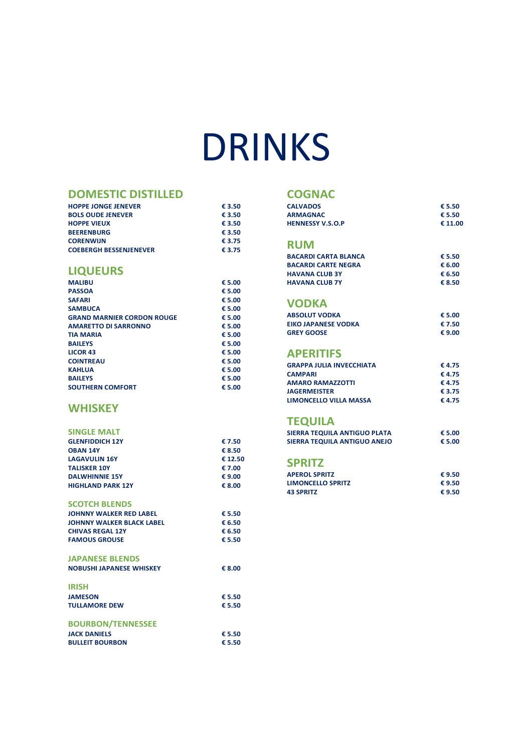# DRINKS

## DOMESTIC DISTILLED

| | |
|---|---|
| **HOPPE JONGE JENEVER** | **€ 3.50** |
| **BOLS OUDE JENEVER** | **€ 3.50** |
| **HOPPE VIEUX** | **€ 3.50** |
| **BEERENBURG** | **€ 3.50** |
| **CORENWIJN** | **€ 3.75** |
| **COEBERGH BESSENJENEVER** | **€ 3.75** |

## LIQUEURS

| | |
|---|---|
| **MALIBU** | **€ 5.00** |
| **PASSOA** | **€ 5.00** |
| **SAFARI** | **€ 5.00** |
| **SAMBUCA** | **€ 5.00** |
| **GRAND MARNIER CORDON ROUGE** | **€ 5.00** |
| **AMARETTO DI SARRONNO** | **€ 5.00** |
| **TIA MARIA** | **€ 5.00** |
| **BAILEYS** | **€ 5.00** |
| **LICOR 43** | **€ 5.00** |
| **COINTREAU** | **€ 5.00** |
| **KAHLUA** | **€ 5.00** |
| **BAILEYS** | **€ 5.00** |
| **SOUTHERN COMFORT** | **€ 5.00** |

## WHISKEY

### SINGLE MALT

| | |
|---|---|
| **GLENFIDDICH 12Y** | **€ 7.50** |
| **OBAN 14Y** | **€ 8.50** |
| **LAGAVULIN 16Y** | **€ 12.50** |
| **TALISKER 10Y** | **€ 7.00** |
| **DALWHINNIE 15Y** | **€ 9.00** |
| **HIGHLAND PARK 12Y** | **€ 8.00** |

### SCOTCH BLENDS

| | |
|---|---|
| **JOHNNY WALKER RED LABEL** | **€ 5.50** |
| **JOHNNY WALKER BLACK LABEL** | **€ 6.50** |
| **CHIVAS REGAL 12Y** | **€ 6.50** |
| **FAMOUS GROUSE** | **€ 5.50** |

### JAPANESE BLENDS

| | |
|---|---|
| **NOBUSHI JAPANESE WHISKEY** | **€ 8.00** |

### IRISH

| | |
|---|---|
| **JAMESON** | **€ 5.50** |
| **TULLAMORE DEW** | **€ 5.50** |

### BOURBON/TENNESSEE

| | |
|---|---|
| **JACK DANIELS** | **€ 5.50** |
| **BULLEIT BOURBON** | **€ 5.50** |

## COGNAC

| | |
|---|---|
| **CALVADOS** | **€ 5.50** |
| **ARMAGNAC** | **€ 5.50** |
| **HENNESSY V.S.O.P** | **€ 11.00** |

## RUM

| | |
|---|---|
| **BACARDI CARTA BLANCA** | **€ 5.50** |
| **BACARDI CARTE NEGRA** | **€ 6.00** |
| **HAVANA CLUB 3Y** | **€ 6.50** |
| **HAVANA CLUB 7Y** | **€ 8.50** |

## VODKA

| | |
|---|---|
| **ABSOLUT VODKA** | **€ 5.00** |
| **EIKO JAPANESE VODKA** | **€ 7.50** |
| **GREY GOOSE** | **€ 9.00** |

## APERITIFS

| | |
|---|---|
| **GRAPPA JULIA INVECCHIATA** | **€ 4.75** |
| **CAMPARI** | **€ 4.75** |
| **AMARO RAMAZZOTTI** | **€ 4.75** |
| **JAGERMEISTER** | **€ 3.75** |
| **LIMONCELLO VILLA MASSA** | **€ 4.75** |

## TEQUILA

| | |
|---|---|
| **SIERRA TEQUILA ANTIGUO PLATA** | **€ 5.00** |
| **SIERRA TEQUILA ANTIGUO ANEJO** | **€ 5.00** |

## SPRITZ

| | |
|---|---|
| **APEROL SPRITZ** | **€ 9.50** |
| **LIMONCELLO SPRITZ** | **€ 9.50** |
| **43 SPRITZ** | **€ 9.50** |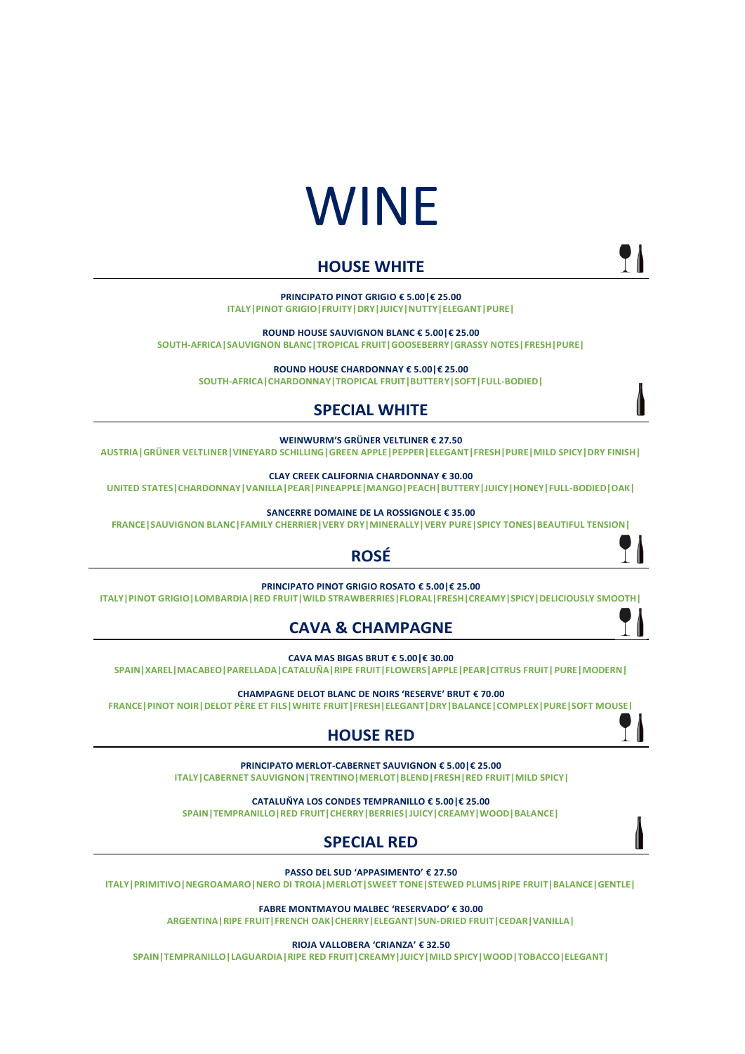# WINE

## HOUSE WHITE

**PRINCIPATO PINOT GRIGIO € 5.00|€ 25.00**
ITALY|PINOT GRIGIO|FRUITY|DRY|JUICY|NUTTY|ELEGANT|PURE|

**ROUND HOUSE SAUVIGNON BLANC € 5.00|€ 25.00**
SOUTH-AFRICA|SAUVIGNON BLANC|TROPICAL FRUIT|GOOSEBERRY|GRASSY NOTES|FRESH|PURE|

**ROUND HOUSE CHARDONNAY € 5.00|€ 25.00**
SOUTH-AFRICA|CHARDONNAY|TROPICAL FRUIT|BUTTERY|SOFT|FULL-BODIED|

## SPECIAL WHITE

**WEINWURM'S GRÜNER VELTLINER € 27.50**
AUSTRIA|GRÜNER VELTLINER|VINEYARD SCHILLING|GREEN APPLE|PEPPER|ELEGANT|FRESH|PURE|MILD SPICY|DRY FINISH|

**CLAY CREEK CALIFORNIA CHARDONNAY € 30.00**
UNITED STATES|CHARDONNAY|VANILLA|PEAR|PINEAPPLE|MANGO|PEACH|BUTTERY|JUICY|HONEY|FULL-BODIED|OAK|

**SANCERRE DOMAINE DE LA ROSSIGNOLE € 35.00**
FRANCE|SAUVIGNON BLANC|FAMILY CHERRIER|VERY DRY|MINERALLY|VERY PURE|SPICY TONES|BEAUTIFUL TENSION|

## ROSÉ

**PRINCIPATO PINOT GRIGIO ROSATO € 5.00|€ 25.00**
ITALY|PINOT GRIGIO|LOMBARDIA|RED FRUIT|WILD STRAWBERRIES|FLORAL|FRESH|CREAMY|SPICY|DELICIOUSLY SMOOTH|

## CAVA & CHAMPAGNE

**CAVA MAS BIGAS BRUT € 5.00|€ 30.00**
SPAIN|XAREL|MACABEO|PARELLADA|CATALUÑA|RIPE FRUIT|FLOWERS|APPLE|PEAR|CITRUS FRUIT| PURE|MODERN|

**CHAMPAGNE DELOT BLANC DE NOIRS 'RESERVE' BRUT € 70.00**
FRANCE|PINOT NOIR|DELOT PÈRE ET FILS|WHITE FRUIT|FRESH|ELEGANT|DRY|BALANCE|COMPLEX|PURE|SOFT MOUSE|

## HOUSE RED

**PRINCIPATO MERLOT-CABERNET SAUVIGNON € 5.00|€ 25.00**
ITALY|CABERNET SAUVIGNON|TRENTINO|MERLOT|BLEND|FRESH|RED FRUIT|MILD SPICY|

**CATALUÑYA LOS CONDES TEMPRANILLO € 5.00|€ 25.00**
SPAIN|TEMPRANILLO|RED FRUIT|CHERRY|BERRIES|JUICY|CREAMY|WOOD|BALANCE|

## SPECIAL RED

**PASSO DEL SUD 'APPASIMENTO' € 27.50**
ITALY|PRIMITIVO|NEGROAMARO|NERO DI TROIA|MERLOT|SWEET TONE|STEWED PLUMS|RIPE FRUIT|BALANCE|GENTLE|

**FABRE MONTMAYOU MALBEC 'RESERVADO' € 30.00**
ARGENTINA|RIPE FRUIT|FRENCH OAK|CHERRY|ELEGANT|SUN-DRIED FRUIT|CEDAR|VANILLA|

**RIOJA VALLOBERA 'CRIANZA' € 32.50**
SPAIN|TEMPRANILLO|LAGUARDIA|RIPE RED FRUIT|CREAMY|JUICY|MILD SPICY|WOOD|TOBACCO|ELEGANT|